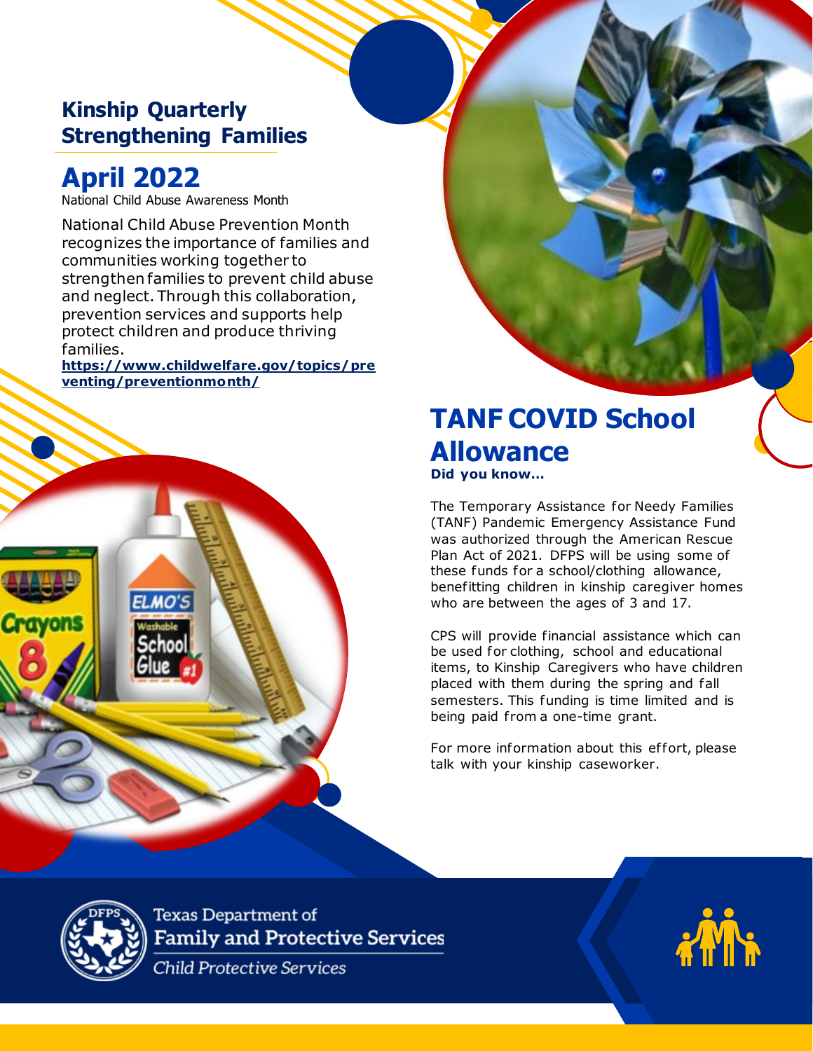## Kinship Quarterly Strengthening Families

# April 2022

National Child Abuse Awareness Month

National Child Abuse Prevention Month recognizes the importance of families and communities working together to strengthen families to prevent child abuse and neglect. Through this collaboration, prevention services and supports help protect children and produce thriving families.

**https://www.childwelfare.gov/topics/preventing/preventionmonth/**

## TANF COVID School Allowance

**Did you know…**

The Temporary Assistance for Needy Families (TANF) Pandemic Emergency Assistance Fund was authorized through the American Rescue Plan Act of 2021. DFPS will be using some of these funds for a school/clothing allowance, benefitting children in kinship caregiver homes who are between the ages of 3 and 17.

CPS will provide financial assistance which can be used for clothing, school and educational items, to Kinship Caregivers who have children placed with them during the spring and fall semesters. This funding is time limited and is being paid from a one-time grant.

For more information about this effort, please talk with your kinship caseworker.

Texas Department of Family and Protective Services

*Child Protective Services*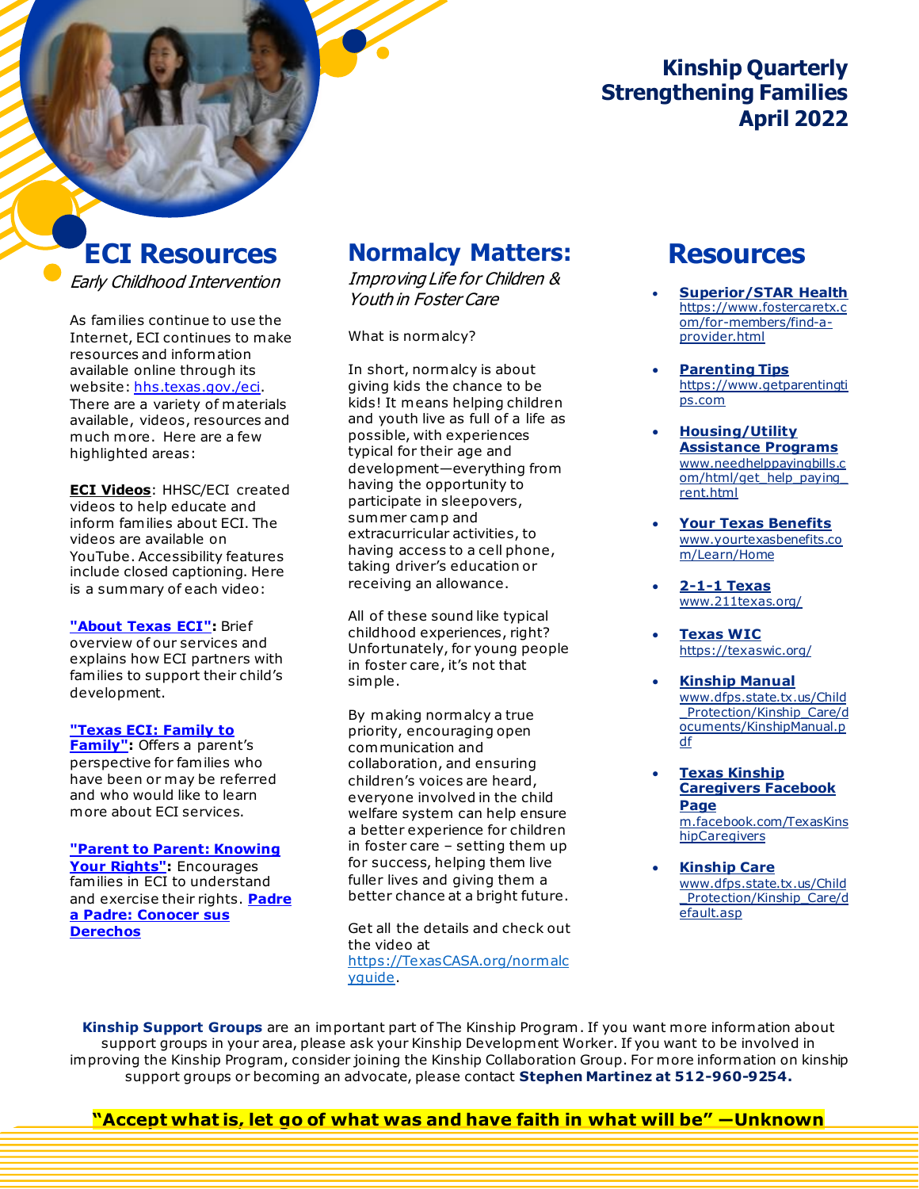**Kinship Quarterly**
**Strengthening Families**
**April 2022**

# ECI Resources

*Early Childhood Intervention*

As families continue to use the Internet, ECI continues to make resources and information available online through its website: hhs.texas.gov./eci. There are a variety of materials available, videos, resources and much more. Here are a few highlighted areas:

**ECI Videos**: HHSC/ECI created videos to help educate and inform families about ECI. The videos are available on YouTube. Accessibility features include closed captioning. Here is a summary of each video:

**"About Texas ECI":** Brief overview of our services and explains how ECI partners with families to support their child's development.

**"Texas ECI: Family to Family":** Offers a parent's perspective for families who have been or may be referred and who would like to learn more about ECI services.

**"Parent to Parent: Knowing Your Rights":** Encourages families in ECI to understand and exercise their rights. **Padre a Padre: Conocer sus Derechos**

# Normalcy Matters:

*Improving Life for Children & Youth in Foster Care*

What is normalcy?

In short, normalcy is about giving kids the chance to be kids! It means helping children and youth live as full of a life as possible, with experiences typical for their age and development—everything from having the opportunity to participate in sleepovers, summer camp and extracurricular activities, to having access to a cell phone, taking driver's education or receiving an allowance.

All of these sound like typical childhood experiences, right? Unfortunately, for young people in foster care, it's not that simple.

By making normalcy a true priority, encouraging open communication and collaboration, and ensuring children's voices are heard, everyone involved in the child welfare system can help ensure a better experience for children in foster care – setting them up for success, helping them live fuller lives and giving them a better chance at a bright future.

Get all the details and check out the video at https://TexasCASA.org/normalcyguide.

# Resources

- **Superior/STAR Health** https://www.fostercaretx.com/for-members/find-a-provider.html
- **Parenting Tips** https://www.getparentingtips.com
- **Housing/Utility Assistance Programs** www.needhelppayingbills.com/html/get_help_paying_rent.html
- **Your Texas Benefits** www.yourtexasbenefits.com/Learn/Home
- **2-1-1 Texas** www.211texas.org/
- **Texas WIC** https://texaswic.org/
- **Kinship Manual** www.dfps.state.tx.us/Child_Protection/Kinship_Care/documents/KinshipManual.pdf
- **Texas Kinship Caregivers Facebook Page** m.facebook.com/TexasKinshipCaregivers
- **Kinship Care** www.dfps.state.tx.us/Child_Protection/Kinship_Care/default.asp

**Kinship Support Groups** are an important part of The Kinship Program. If you want more information about support groups in your area, please ask your Kinship Development Worker. If you want to be involved in improving the Kinship Program, consider joining the Kinship Collaboration Group. For more information on kinship support groups or becoming an advocate, please contact **Stephen Martinez at 512-960-9254.**

**"Accept what is, let go of what was and have faith in what will be" —Unknown**